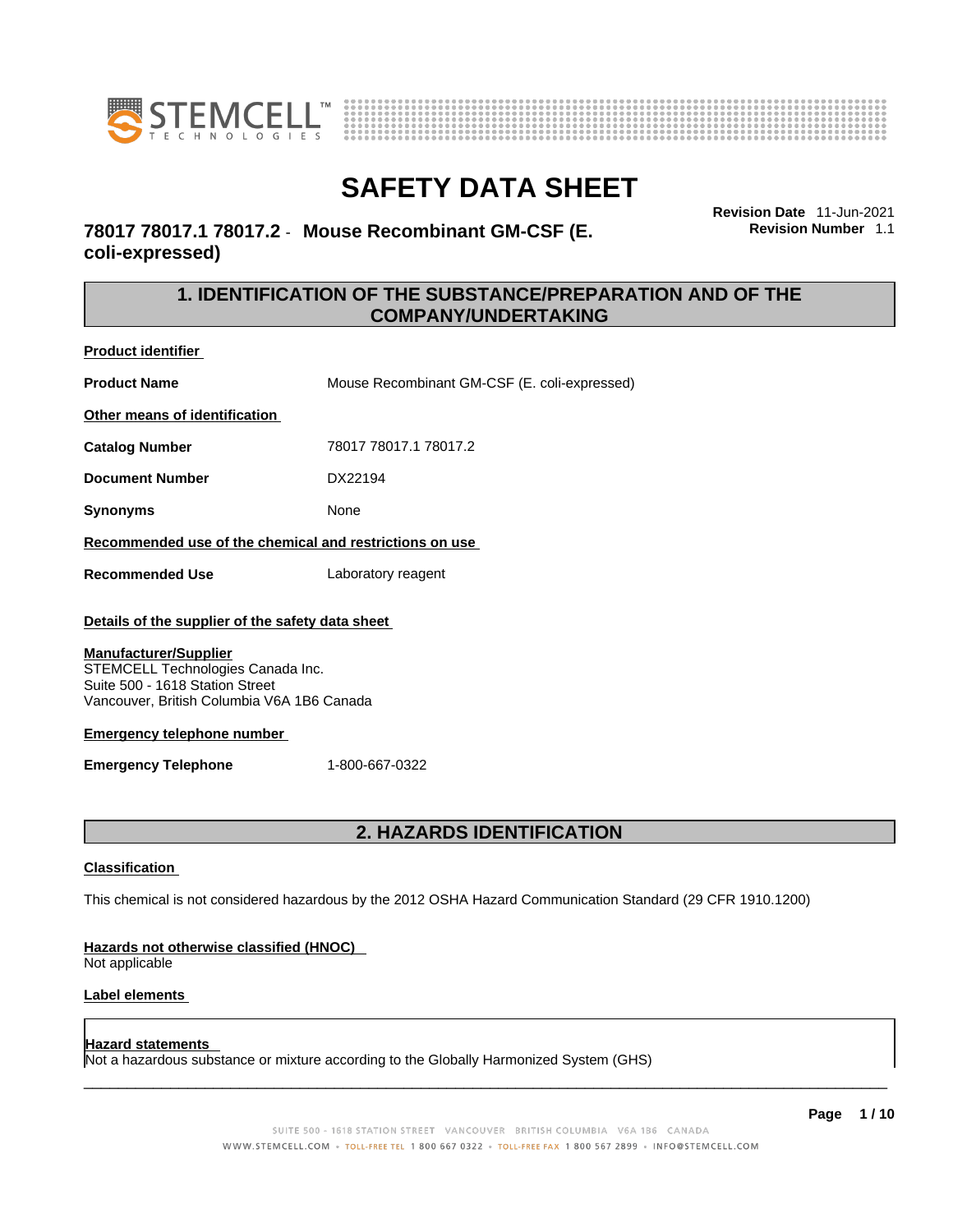# SAFETY DATA SHEET

**78017 78017.1 78017.2 - Mouse Recombinant GM-CSF (E. coli-expressed)**

**Revision Date** 11-Jun-2021
**Revision Number** 1.1

## 1. IDENTIFICATION OF THE SUBSTANCE/PREPARATION AND OF THE COMPANY/UNDERTAKING

**Product identifier**

**Product Name** Mouse Recombinant GM-CSF (E. coli-expressed)

**Other means of identification**

**Catalog Number** 78017 78017.1 78017.2

**Document Number** DX22194

**Synonyms** None

**Recommended use of the chemical and restrictions on use**

**Recommended Use** Laboratory reagent

**Details of the supplier of the safety data sheet**

**Manufacturer/Supplier**
STEMCELL Technologies Canada Inc.
Suite 500 - 1618 Station Street
Vancouver, British Columbia V6A 1B6 Canada

**Emergency telephone number**

**Emergency Telephone** 1-800-667-0322

## 2. HAZARDS IDENTIFICATION

**Classification**

This chemical is not considered hazardous by the 2012 OSHA Hazard Communication Standard (29 CFR 1910.1200)

**Hazards not otherwise classified (HNOC)**
Not applicable

**Label elements**

**Hazard statements**
Not a hazardous substance or mixture according to the Globally Harmonized System (GHS)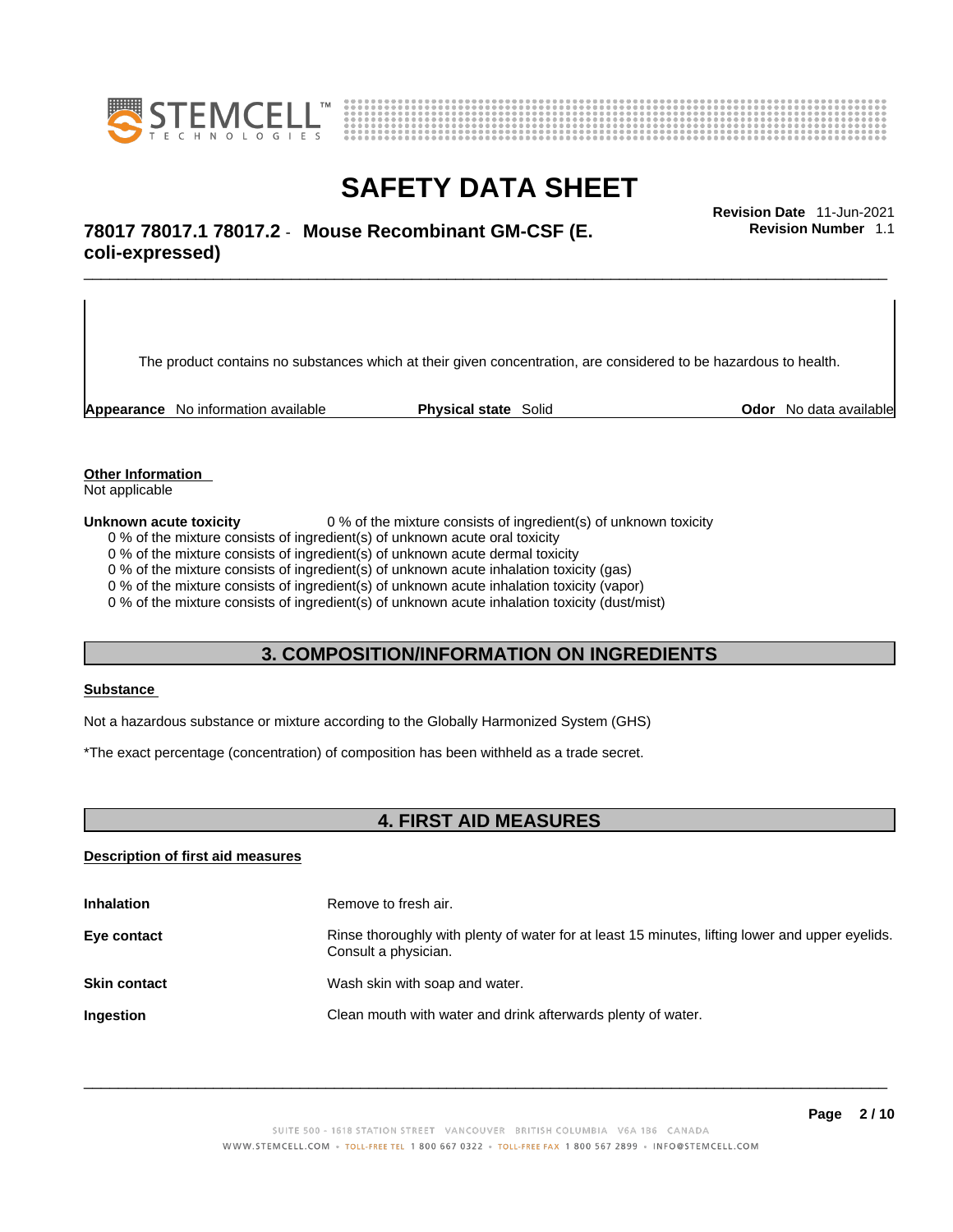The product contains no substances which at their given concentration, are considered to be hazardous to health.

**Appearance** No information available **Physical state** Solid **Odor** No data available

**Other Information**
Not applicable

**Unknown acute toxicity** 0 % of the mixture consists of ingredient(s) of unknown toxicity
0 % of the mixture consists of ingredient(s) of unknown acute oral toxicity
0 % of the mixture consists of ingredient(s) of unknown acute dermal toxicity
0 % of the mixture consists of ingredient(s) of unknown acute inhalation toxicity (gas)
0 % of the mixture consists of ingredient(s) of unknown acute inhalation toxicity (vapor)
0 % of the mixture consists of ingredient(s) of unknown acute inhalation toxicity (dust/mist)

## 3. COMPOSITION/INFORMATION ON INGREDIENTS

**Substance**

Not a hazardous substance or mixture according to the Globally Harmonized System (GHS)

*The exact percentage (concentration) of composition has been withheld as a trade secret.

## 4. FIRST AID MEASURES

**Description of first aid measures**

| | |
|---|---|
| **Inhalation** | Remove to fresh air. |
| **Eye contact** | Rinse thoroughly with plenty of water for at least 15 minutes, lifting lower and upper eyelids. Consult a physician. |
| **Skin contact** | Wash skin with soap and water. |
| **Ingestion** | Clean mouth with water and drink afterwards plenty of water. |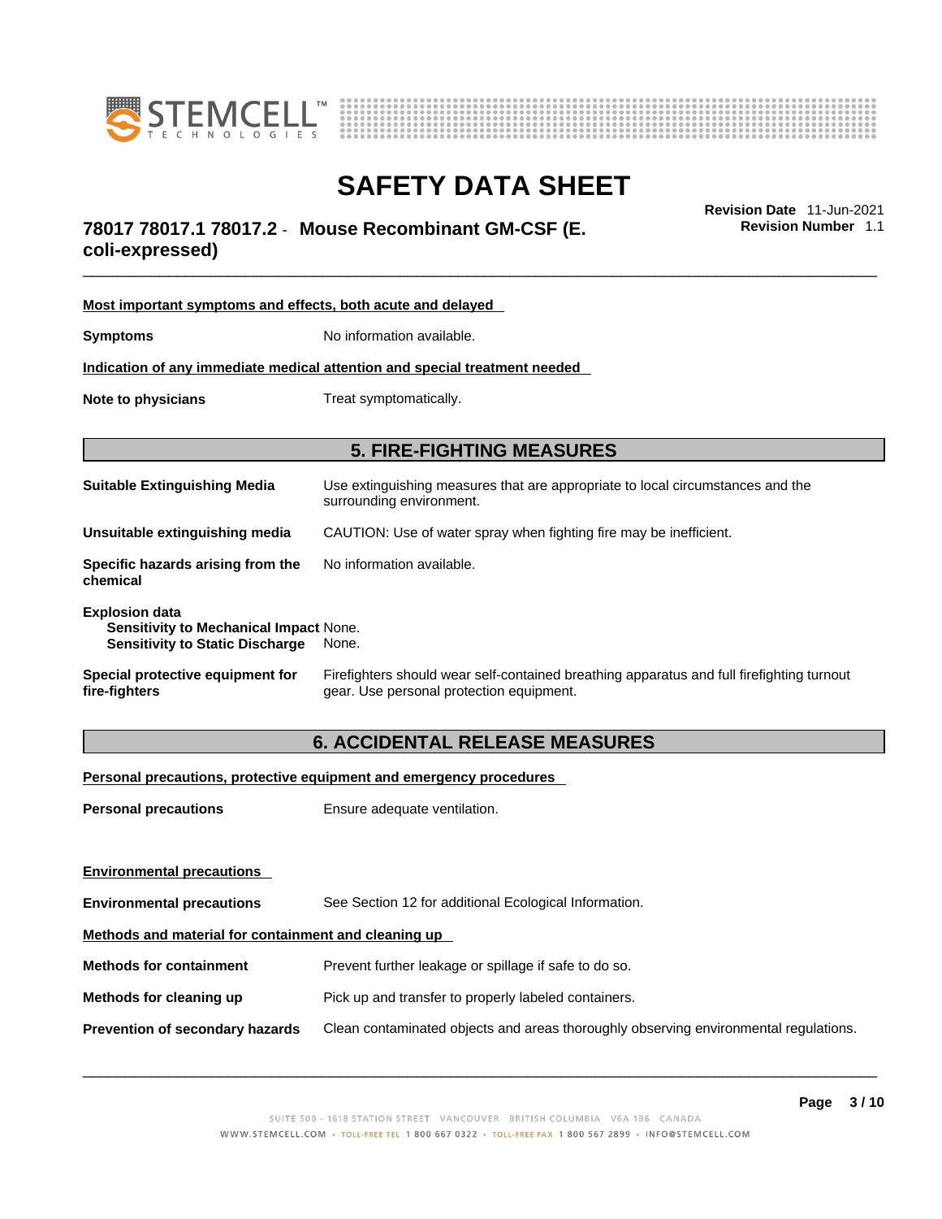**Most important symptoms and effects, both acute and delayed**

**Symptoms** No information available.

**Indication of any immediate medical attention and special treatment needed**

**Note to physicians** Treat symptomatically.

## 5. FIRE-FIGHTING MEASURES

**Suitable Extinguishing Media** Use extinguishing measures that are appropriate to local circumstances and the surrounding environment.

**Unsuitable extinguishing media** CAUTION: Use of water spray when fighting fire may be inefficient.

**Specific hazards arising from the chemical** No information available.

**Explosion data**
**Sensitivity to Mechanical Impact** None.
**Sensitivity to Static Discharge** None.

**Special protective equipment for fire-fighters** Firefighters should wear self-contained breathing apparatus and full firefighting turnout gear. Use personal protection equipment.

## 6. ACCIDENTAL RELEASE MEASURES

**Personal precautions, protective equipment and emergency procedures**

**Personal precautions** Ensure adequate ventilation.

**Environmental precautions**

**Environmental precautions** See Section 12 for additional Ecological Information.

**Methods and material for containment and cleaning up**

**Methods for containment** Prevent further leakage or spillage if safe to do so.

**Methods for cleaning up** Pick up and transfer to properly labeled containers.

**Prevention of secondary hazards** Clean contaminated objects and areas thoroughly observing environmental regulations.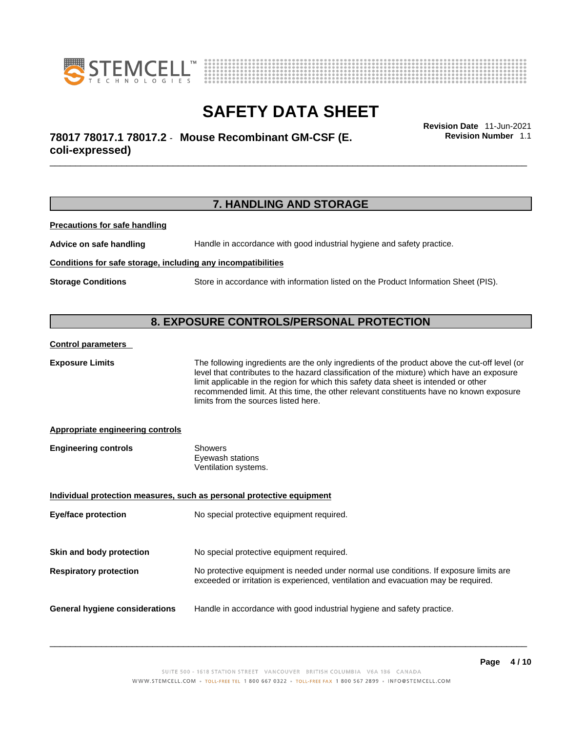# SAFETY DATA SHEET

**78017 78017.1 78017.2 - Mouse Recombinant GM-CSF (E. coli-expressed)**

**Revision Date** 11-Jun-2021
**Revision Number** 1.1

## 7. HANDLING AND STORAGE

**Precautions for safe handling**

**Advice on safe handling** Handle in accordance with good industrial hygiene and safety practice.

**Conditions for safe storage, including any incompatibilities**

**Storage Conditions** Store in accordance with information listed on the Product Information Sheet (PIS).

## 8. EXPOSURE CONTROLS/PERSONAL PROTECTION

**Control parameters**

**Exposure Limits** The following ingredients are the only ingredients of the product above the cut-off level (or level that contributes to the hazard classification of the mixture) which have an exposure limit applicable in the region for which this safety data sheet is intended or other recommended limit. At this time, the other relevant constituents have no known exposure limits from the sources listed here.

**Appropriate engineering controls**

**Engineering controls** Showers
Eyewash stations
Ventilation systems.

**Individual protection measures, such as personal protective equipment**

**Eye/face protection** No special protective equipment required.

**Skin and body protection** No special protective equipment required.

**Respiratory protection** No protective equipment is needed under normal use conditions. If exposure limits are exceeded or irritation is experienced, ventilation and evacuation may be required.

**General hygiene considerations** Handle in accordance with good industrial hygiene and safety practice.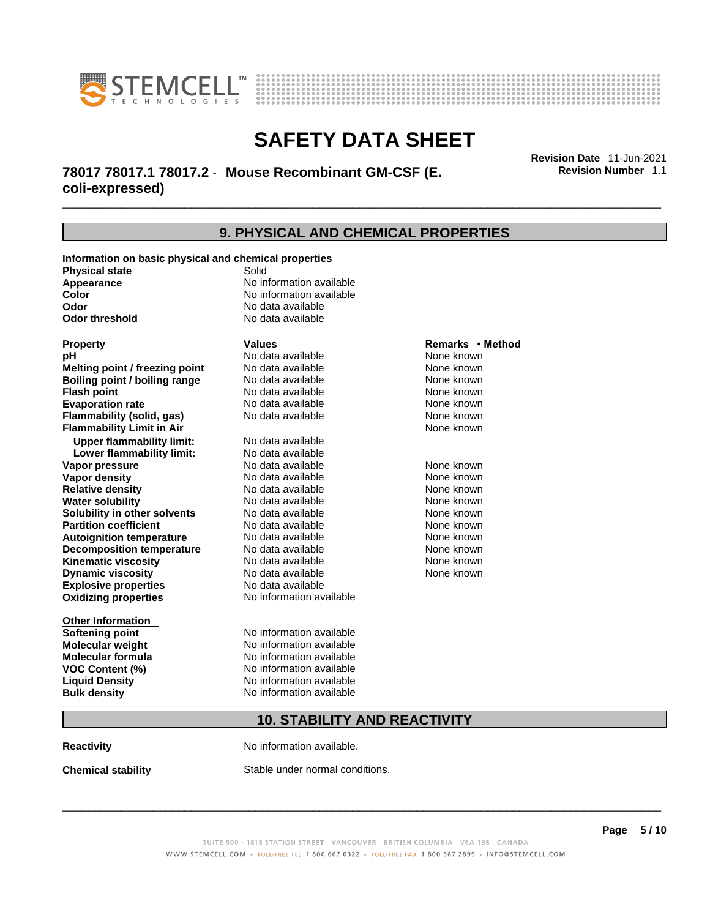## 9. PHYSICAL AND CHEMICAL PROPERTIES

**Information on basic physical and chemical properties**

| | |
|---|---|
| **Physical state** | Solid |
| **Appearance** | No information available |
| **Color** | No information available |
| **Odor** | No data available |
| **Odor threshold** | No data available |

| **Property** | **Values** | **Remarks • Method** |
|---|---|---|
| **pH** | No data available | None known |
| **Melting point / freezing point** | No data available | None known |
| **Boiling point / boiling range** | No data available | None known |
| **Flash point** | No data available | None known |
| **Evaporation rate** | No data available | None known |
| **Flammability (solid, gas)** | No data available | None known |
| **Flammability Limit in Air** | | None known |
| **Upper flammability limit:** | No data available | |
| **Lower flammability limit:** | No data available | |
| **Vapor pressure** | No data available | None known |
| **Vapor density** | No data available | None known |
| **Relative density** | No data available | None known |
| **Water solubility** | No data available | None known |
| **Solubility in other solvents** | No data available | None known |
| **Partition coefficient** | No data available | None known |
| **Autoignition temperature** | No data available | None known |
| **Decomposition temperature** | No data available | None known |
| **Kinematic viscosity** | No data available | None known |
| **Dynamic viscosity** | No data available | None known |
| **Explosive properties** | No data available | |
| **Oxidizing properties** | No information available | |

**Other Information**

| | |
|---|---|
| **Softening point** | No information available |
| **Molecular weight** | No information available |
| **Molecular formula** | No information available |
| **VOC Content (%)** | No information available |
| **Liquid Density** | No information available |
| **Bulk density** | No information available |

## 10. STABILITY AND REACTIVITY

**Reactivity** No information available.

**Chemical stability** Stable under normal conditions.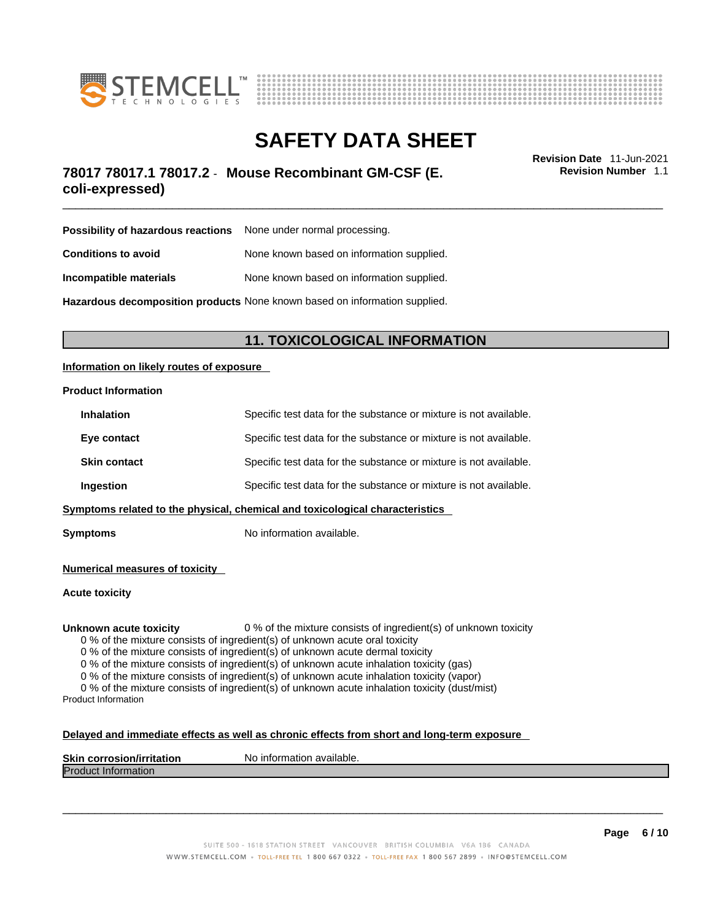| | |
|---|---|
| **Possibility of hazardous reactions** | None under normal processing. |
| **Conditions to avoid** | None known based on information supplied. |
| **Incompatible materials** | None known based on information supplied. |
| **Hazardous decomposition products** | None known based on information supplied. |

## 11. TOXICOLOGICAL INFORMATION

**Information on likely routes of exposure**

**Product Information**

| | |
|---|---|
| **Inhalation** | Specific test data for the substance or mixture is not available. |
| **Eye contact** | Specific test data for the substance or mixture is not available. |
| **Skin contact** | Specific test data for the substance or mixture is not available. |
| **Ingestion** | Specific test data for the substance or mixture is not available. |

**Symptoms related to the physical, chemical and toxicological characteristics**

**Symptoms** No information available.

**Numerical measures of toxicity**

**Acute toxicity**

**Unknown acute toxicity** 0 % of the mixture consists of ingredient(s) of unknown toxicity

0 % of the mixture consists of ingredient(s) of unknown acute oral toxicity
0 % of the mixture consists of ingredient(s) of unknown acute dermal toxicity
0 % of the mixture consists of ingredient(s) of unknown acute inhalation toxicity (gas)
0 % of the mixture consists of ingredient(s) of unknown acute inhalation toxicity (vapor)
0 % of the mixture consists of ingredient(s) of unknown acute inhalation toxicity (dust/mist)

Product Information

**Delayed and immediate effects as well as chronic effects from short and long-term exposure**

**Skin corrosion/irritation** No information available.

Product Information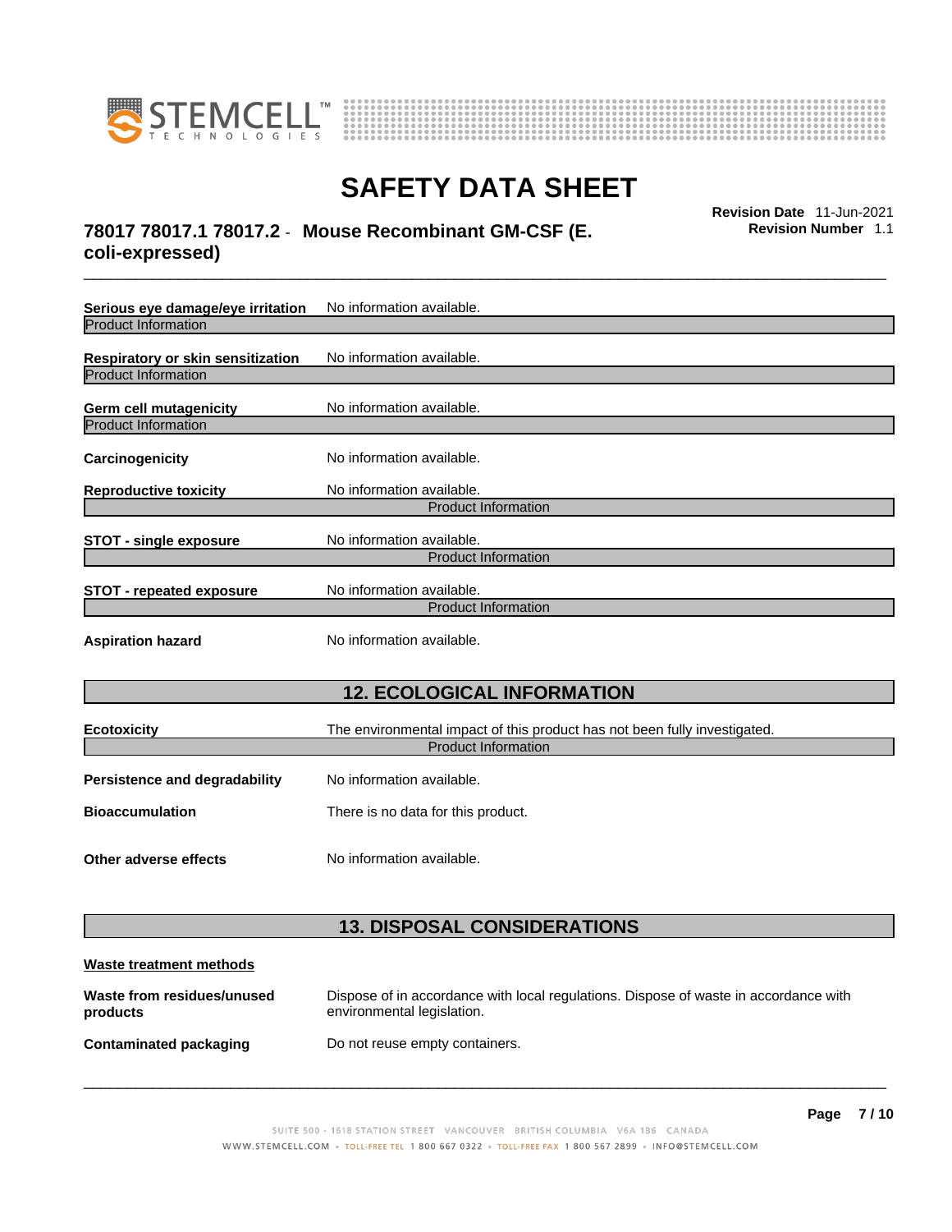**Serious eye damage/eye irritation** No information available.

Product Information

**Respiratory or skin sensitization** No information available.

Product Information

**Germ cell mutagenicity** No information available.

Product Information

**Carcinogenicity** No information available.

**Reproductive toxicity** No information available.

Product Information

**STOT - single exposure** No information available.

Product Information

**STOT - repeated exposure** No information available.

Product Information

**Aspiration hazard** No information available.

## 12. ECOLOGICAL INFORMATION

**Ecotoxicity** The environmental impact of this product has not been fully investigated.

Product Information

**Persistence and degradability** No information available.

**Bioaccumulation** There is no data for this product.

**Other adverse effects** No information available.

## 13. DISPOSAL CONSIDERATIONS

**Waste treatment methods**

**Waste from residues/unused products** Dispose of in accordance with local regulations. Dispose of waste in accordance with environmental legislation.

**Contaminated packaging** Do not reuse empty containers.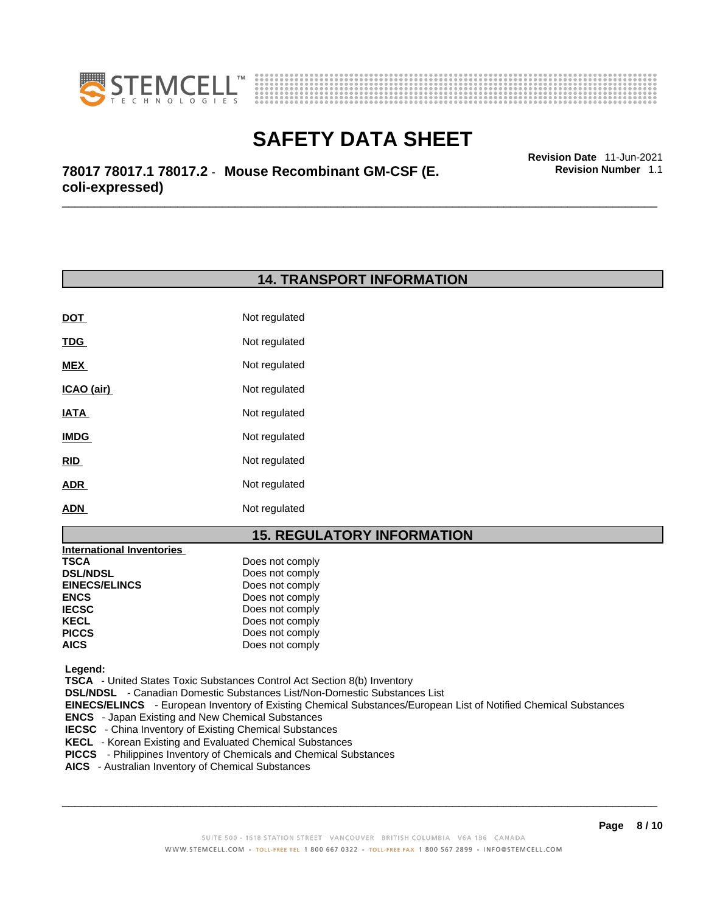## 14. TRANSPORT INFORMATION

| | |
|---|---|
| **DOT** | Not regulated |
| **TDG** | Not regulated |
| **MEX** | Not regulated |
| **ICAO (air)** | Not regulated |
| **IATA** | Not regulated |
| **IMDG** | Not regulated |
| **RID** | Not regulated |
| **ADR** | Not regulated |
| **ADN** | Not regulated |

## 15. REGULATORY INFORMATION

**International Inventories**

| | |
|---|---|
| **TSCA** | Does not comply |
| **DSL/NDSL** | Does not comply |
| **EINECS/ELINCS** | Does not comply |
| **ENCS** | Does not comply |
| **IECSC** | Does not comply |
| **KECL** | Does not comply |
| **PICCS** | Does not comply |
| **AICS** | Does not comply |

**Legend:**

**TSCA** - United States Toxic Substances Control Act Section 8(b) Inventory
**DSL/NDSL** - Canadian Domestic Substances List/Non-Domestic Substances List
**EINECS/ELINCS** - European Inventory of Existing Chemical Substances/European List of Notified Chemical Substances
**ENCS** - Japan Existing and New Chemical Substances
**IECSC** - China Inventory of Existing Chemical Substances
**KECL** - Korean Existing and Evaluated Chemical Substances
**PICCS** - Philippines Inventory of Chemicals and Chemical Substances
**AICS** - Australian Inventory of Chemical Substances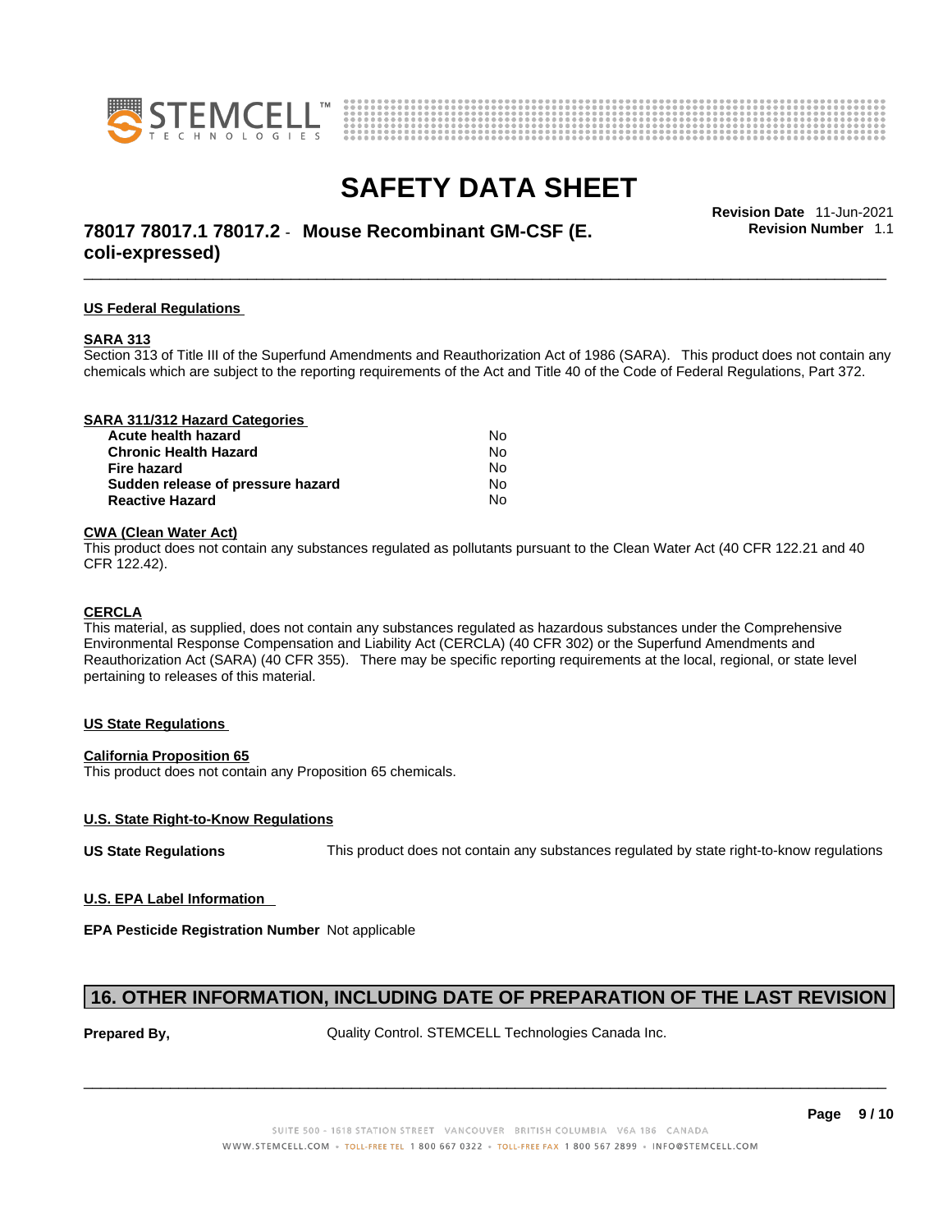### US Federal Regulations

#### SARA 313

Section 313 of Title III of the Superfund Amendments and Reauthorization Act of 1986 (SARA). This product does not contain any chemicals which are subject to the reporting requirements of the Act and Title 40 of the Code of Federal Regulations, Part 372.

#### SARA 311/312 Hazard Categories

| | |
|---|---|
| **Acute health hazard** | No |
| **Chronic Health Hazard** | No |
| **Fire hazard** | No |
| **Sudden release of pressure hazard** | No |
| **Reactive Hazard** | No |

#### CWA (Clean Water Act)

This product does not contain any substances regulated as pollutants pursuant to the Clean Water Act (40 CFR 122.21 and 40 CFR 122.42).

#### CERCLA

This material, as supplied, does not contain any substances regulated as hazardous substances under the Comprehensive Environmental Response Compensation and Liability Act (CERCLA) (40 CFR 302) or the Superfund Amendments and Reauthorization Act (SARA) (40 CFR 355). There may be specific reporting requirements at the local, regional, or state level pertaining to releases of this material.

### US State Regulations

#### California Proposition 65

This product does not contain any Proposition 65 chemicals.

#### U.S. State Right-to-Know Regulations

**US State Regulations** This product does not contain any substances regulated by state right-to-know regulations

#### U.S. EPA Label Information

**EPA Pesticide Registration Number** Not applicable

## 16. OTHER INFORMATION, INCLUDING DATE OF PREPARATION OF THE LAST REVISION

**Prepared By,** Quality Control. STEMCELL Technologies Canada Inc.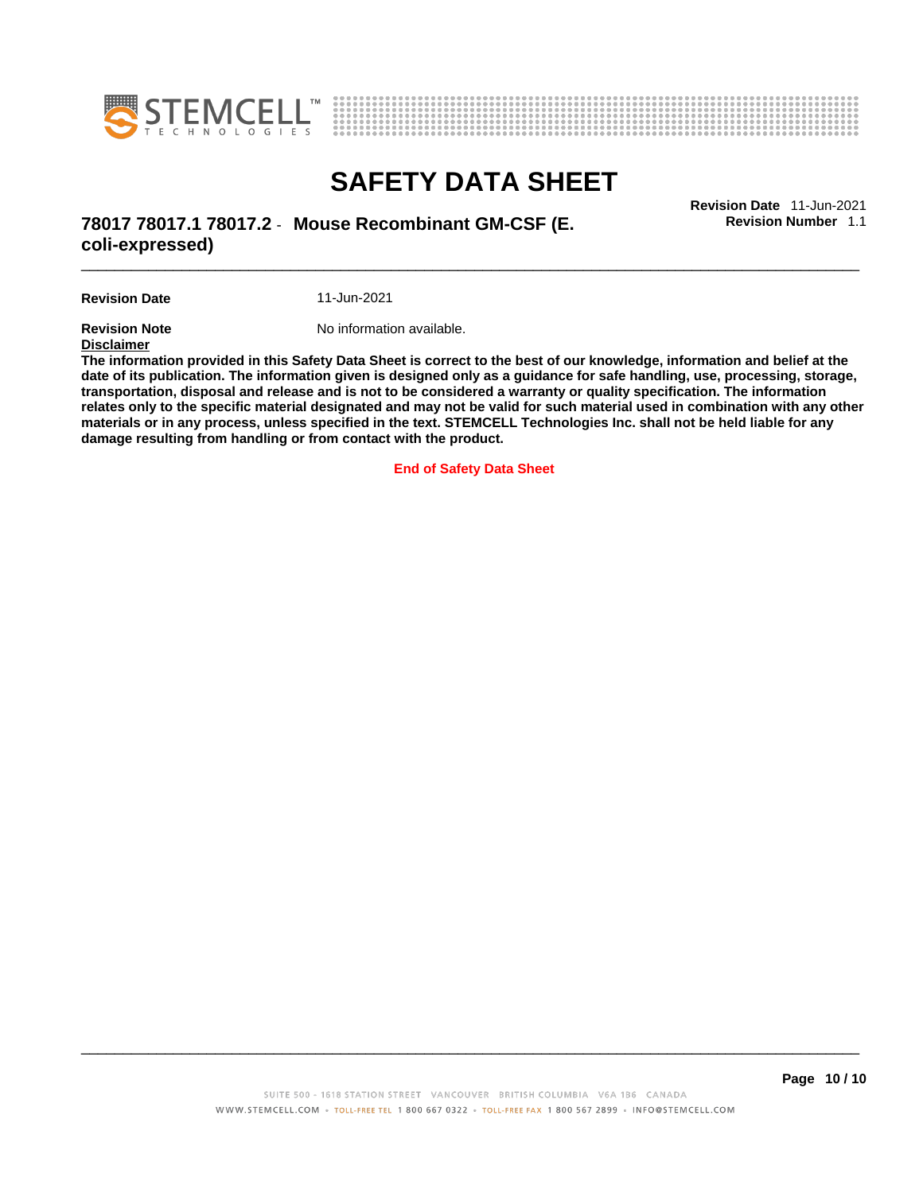**Revision Date** 11-Jun-2021

**Revision Note** No information available.

**Disclaimer**

**The information provided in this Safety Data Sheet is correct to the best of our knowledge, information and belief at the date of its publication. The information given is designed only as a guidance for safe handling, use, processing, storage, transportation, disposal and release and is not to be considered a warranty or quality specification. The information relates only to the specific material designated and may not be valid for such material used in combination with any other materials or in any process, unless specified in the text. STEMCELL Technologies Inc. shall not be held liable for any damage resulting from handling or from contact with the product.**

**End of Safety Data Sheet**